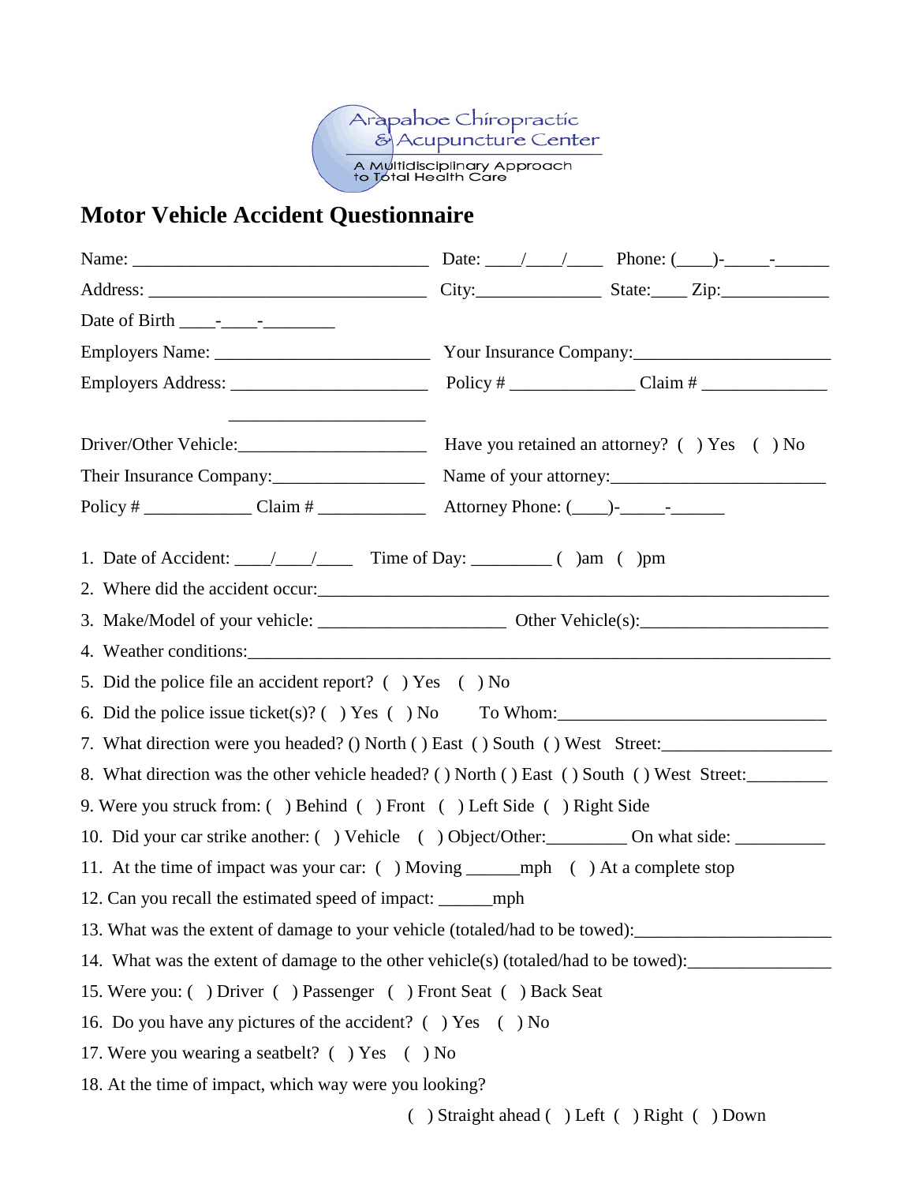Arapahoe Chiropractic & Acupuncture Center

A Multidisciplinary Approach to Total Health Care

# Motor Vehicle Accident Questionnaire

Name: ________________________________ Date: ____/____/____ Phone: (____)-_____-______

Address: ______________________________ City:______________ State:____ Zip:____________

Date of Birth ____-____-________

Employers Name: _______________________ Your Insurance Company:______________________

Employers Address: _____________________ Policy # ______________ Claim # ______________

_____________________

Driver/Other Vehicle:____________________ Have you retained an attorney? ( ) Yes ( ) No

Their Insurance Company:________________ Name of your attorney:_______________________

Policy # ____________ Claim # ____________ Attorney Phone: (____)-_____-______

1. Date of Accident: ____/____/____ Time of Day: _________ ( )am ( )pm
2. Where did the accident occur:______________________________________________________
3. Make/Model of your vehicle: ____________________ Other Vehicle(s):____________________
4. Weather conditions:_____________________________________________________________
5. Did the police file an accident report? ( ) Yes ( ) No
6. Did the police issue ticket(s)? ( ) Yes ( ) No To Whom:______________________________
7. What direction were you headed? () North ( ) East ( ) South ( ) West Street:__________________
8. What direction was the other vehicle headed? ( ) North ( ) East ( ) South ( ) West Street:_________
9. Were you struck from: ( ) Behind ( ) Front ( ) Left Side ( ) Right Side
10. Did your car strike another: ( ) Vehicle ( ) Object/Other:_________ On what side: __________
11. At the time of impact was your car: ( ) Moving ______mph ( ) At a complete stop
12. Can you recall the estimated speed of impact: ______mph
13. What was the extent of damage to your vehicle (totaled/had to be towed):______________________
14. What was the extent of damage to the other vehicle(s) (totaled/had to be towed):________________
15. Were you: ( ) Driver ( ) Passenger ( ) Front Seat ( ) Back Seat
16. Do you have any pictures of the accident? ( ) Yes ( ) No
17. Were you wearing a seatbelt? ( ) Yes ( ) No
18. At the time of impact, which way were you looking?

    ( ) Straight ahead ( ) Left ( ) Right ( ) Down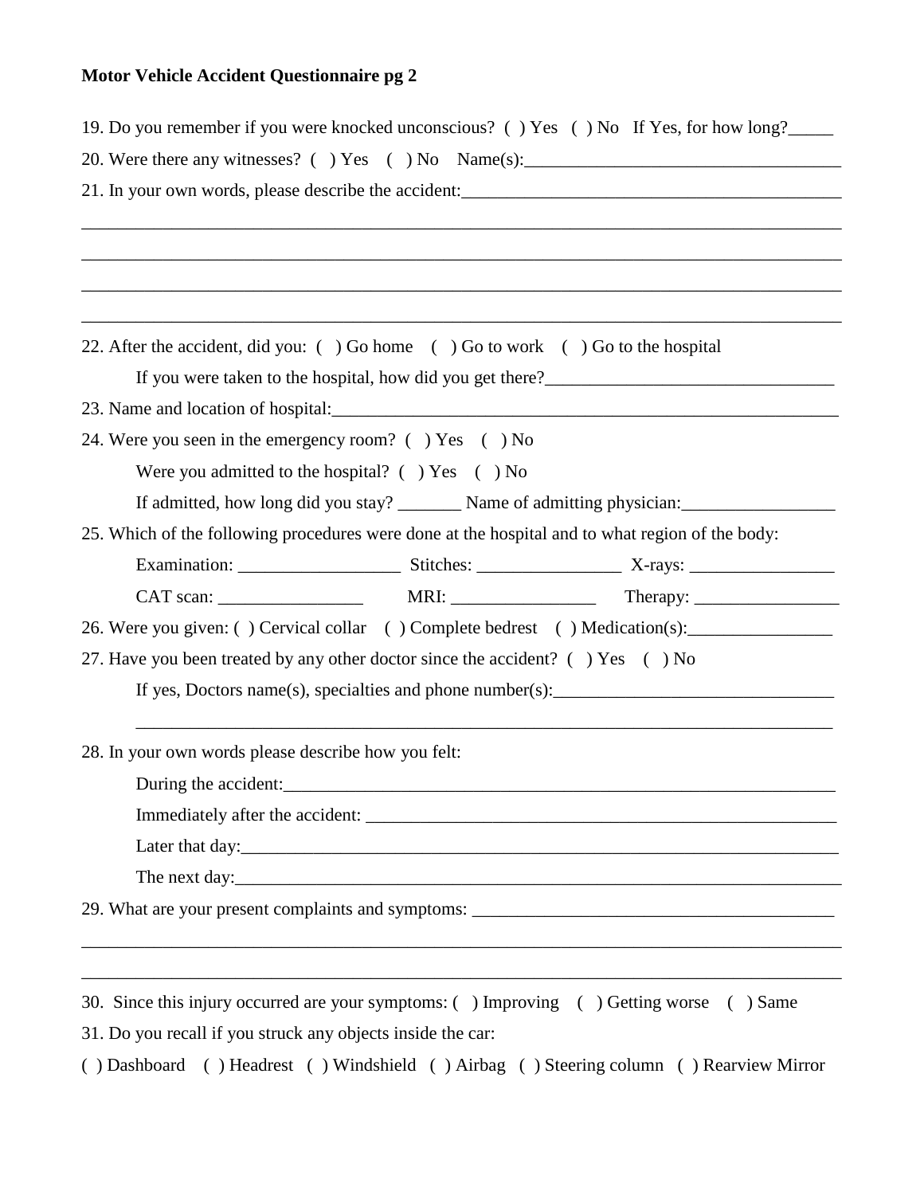**Motor Vehicle Accident Questionnaire pg 2**

19. Do you remember if you were knocked unconscious? ( ) Yes ( ) No If Yes, for how long?_____

20. Were there any witnesses? ( ) Yes ( ) No Name(s):___________________________________

21. In your own words, please describe the accident:__________________________________________

_____________________________________________________________________________________

_____________________________________________________________________________________

_____________________________________________________________________________________

_____________________________________________________________________________________

22. After the accident, did you: ( ) Go home ( ) Go to work ( ) Go to the hospital

    If you were taken to the hospital, how did you get there?________________________________

23. Name and location of hospital:__________________________________________________________

24. Were you seen in the emergency room? ( ) Yes ( ) No

    Were you admitted to the hospital? ( ) Yes ( ) No

    If admitted, how long did you stay? _______ Name of admitting physician:_________________

25. Which of the following procedures were done at the hospital and to what region of the body:

    Examination: __________________ Stitches: ________________ X-rays: ________________

    CAT scan: ________________ MRI: ________________ Therapy: ________________

26. Were you given: ( ) Cervical collar ( ) Complete bedrest ( ) Medication(s):________________

27. Have you been treated by any other doctor since the accident? ( ) Yes ( ) No

    If yes, Doctors name(s), specialties and phone number(s):_______________________________

    ______________________________________________________________________________

28. In your own words please describe how you felt:

    During the accident:________________________________________________________________

    Immediately after the accident: ______________________________________________________

    Later that day:_____________________________________________________________________

    The next day:______________________________________________________________________

29. What are your present complaints and symptoms: _________________________________________

_____________________________________________________________________________________

_____________________________________________________________________________________

30. Since this injury occurred are your symptoms: ( ) Improving ( ) Getting worse ( ) Same

31. Do you recall if you struck any objects inside the car:

( ) Dashboard ( ) Headrest ( ) Windshield ( ) Airbag ( ) Steering column ( ) Rearview Mirror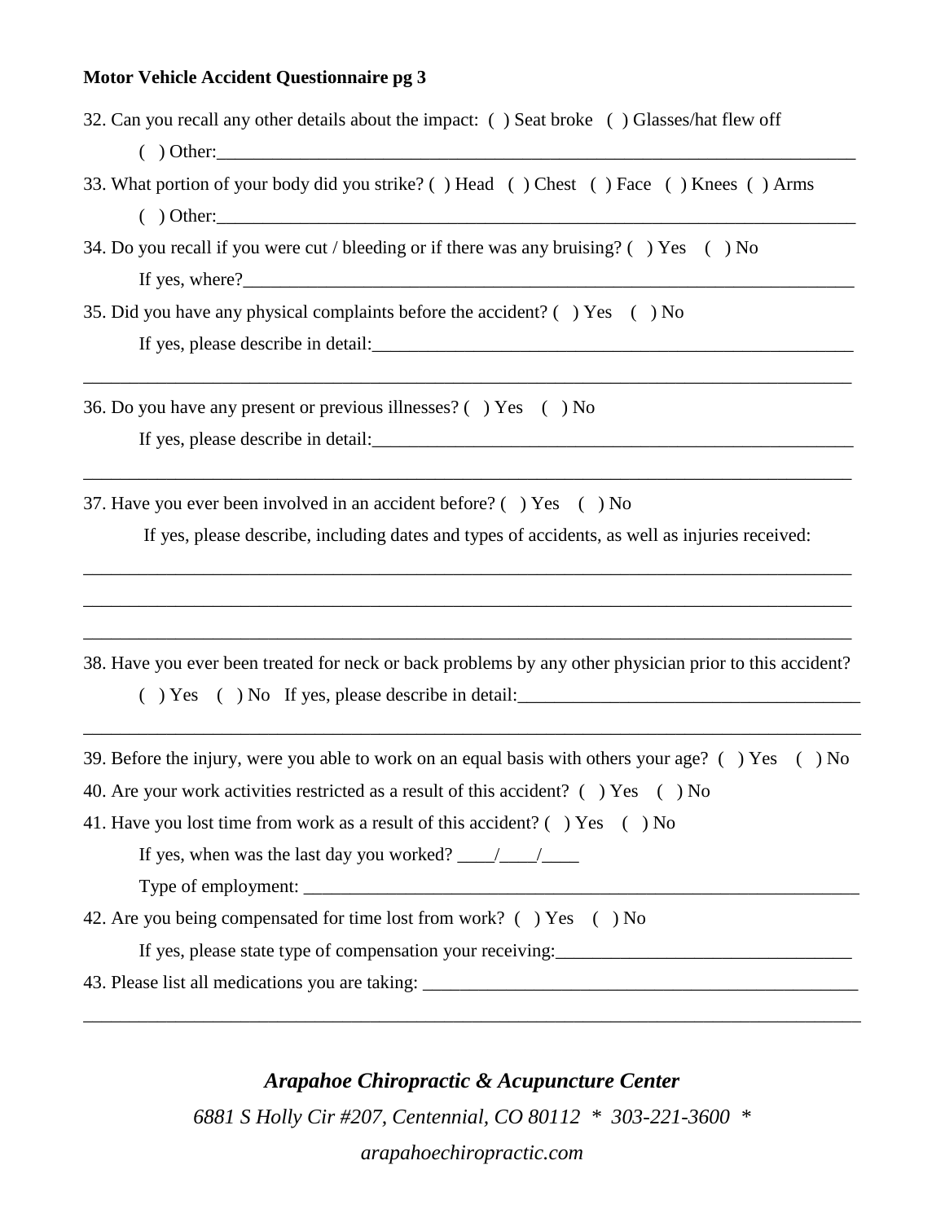**Motor Vehicle Accident Questionnaire pg 3**

32. Can you recall any other details about the impact: ( ) Seat broke ( ) Glasses/hat flew off

    ( ) Other:_______________________________________________________________________

33. What portion of your body did you strike? ( ) Head ( ) Chest ( ) Face ( ) Knees ( ) Arms

    ( ) Other:_______________________________________________________________________

34. Do you recall if you were cut / bleeding or if there was any bruising? ( ) Yes ( ) No

    If yes, where?____________________________________________________________________

35. Did you have any physical complaints before the accident? ( ) Yes ( ) No

    If yes, please describe in detail:____________________________________________________

_______________________________________________________________________________________

36. Do you have any present or previous illnesses? ( ) Yes ( ) No

    If yes, please describe in detail:____________________________________________________

_______________________________________________________________________________________

37. Have you ever been involved in an accident before? ( ) Yes ( ) No

    If yes, please describe, including dates and types of accidents, as well as injuries received:

_______________________________________________________________________________________

_______________________________________________________________________________________

_______________________________________________________________________________________

38. Have you ever been treated for neck or back problems by any other physician prior to this accident?

    ( ) Yes ( ) No If yes, please describe in detail:_____________________________________

_______________________________________________________________________________________

39. Before the injury, were you able to work on an equal basis with others your age? ( ) Yes ( ) No

40. Are your work activities restricted as a result of this accident? ( ) Yes ( ) No

41. Have you lost time from work as a result of this accident? ( ) Yes ( ) No

    If yes, when was the last day you worked? ____/____/____

    Type of employment: _______________________________________________________________

42. Are you being compensated for time lost from work? ( ) Yes ( ) No

    If yes, please state type of compensation your receiving:________________________________

43. Please list all medications you are taking: ______________________________________________

_______________________________________________________________________________________

***Arapahoe Chiropractic & Acupuncture Center***

*6881 S Holly Cir #207, Centennial, CO 80112 * 303-221-3600 **

*arapahoechiropractic.com*